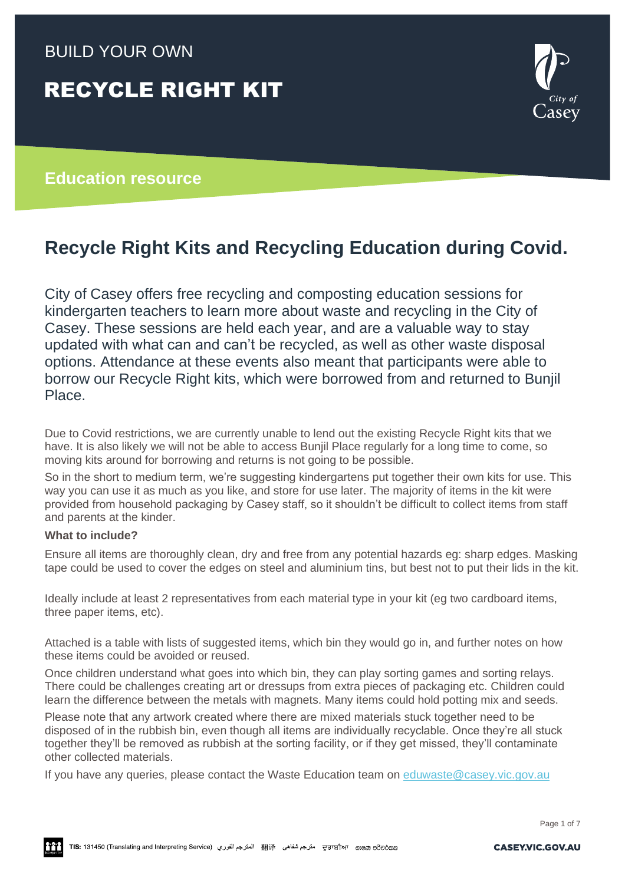BUILD YOUR OWN

# RECYCLE RIGHT KIT

**Education resource**

## Recycle Right Kits and Recycling Education during Covid.

City of Casey offers free recycling and composting education sessions for kindergarten teachers to learn more about waste and recycling in the City of Casey. These sessions are held each year, and are a valuable way to stay updated with what can and can't be recycled, as well as other waste disposal options. Attendance at these events also meant that participants were able to borrow our Recycle Right kits, which were borrowed from and returned to Bunjil Place.

Due to Covid restrictions, we are currently unable to lend out the existing Recycle Right kits that we have. It is also likely we will not be able to access Bunjil Place regularly for a long time to come, so moving kits around for borrowing and returns is not going to be possible.

So in the short to medium term, we're suggesting kindergartens put together their own kits for use. This way you can use it as much as you like, and store for use later. The majority of items in the kit were provided from household packaging by Casey staff, so it shouldn't be difficult to collect items from staff and parents at the kinder.

**What to include?**

Ensure all items are thoroughly clean, dry and free from any potential hazards eg: sharp edges. Masking tape could be used to cover the edges on steel and aluminium tins, but best not to put their lids in the kit.

Ideally include at least 2 representatives from each material type in your kit (eg two cardboard items, three paper items, etc).

Attached is a table with lists of suggested items, which bin they would go in, and further notes on how these items could be avoided or reused.

Once children understand what goes into which bin, they can play sorting games and sorting relays. There could be challenges creating art or dressups from extra pieces of packaging etc. Children could learn the difference between the metals with magnets. Many items could hold potting mix and seeds.

Please note that any artwork created where there are mixed materials stuck together need to be disposed of in the rubbish bin, even though all items are individually recyclable. Once they're all stuck together they'll be removed as rubbish at the sorting facility, or if they get missed, they'll contaminate other collected materials.

If you have any queries, please contact the Waste Education team on eduwaste@casey.vic.gov.au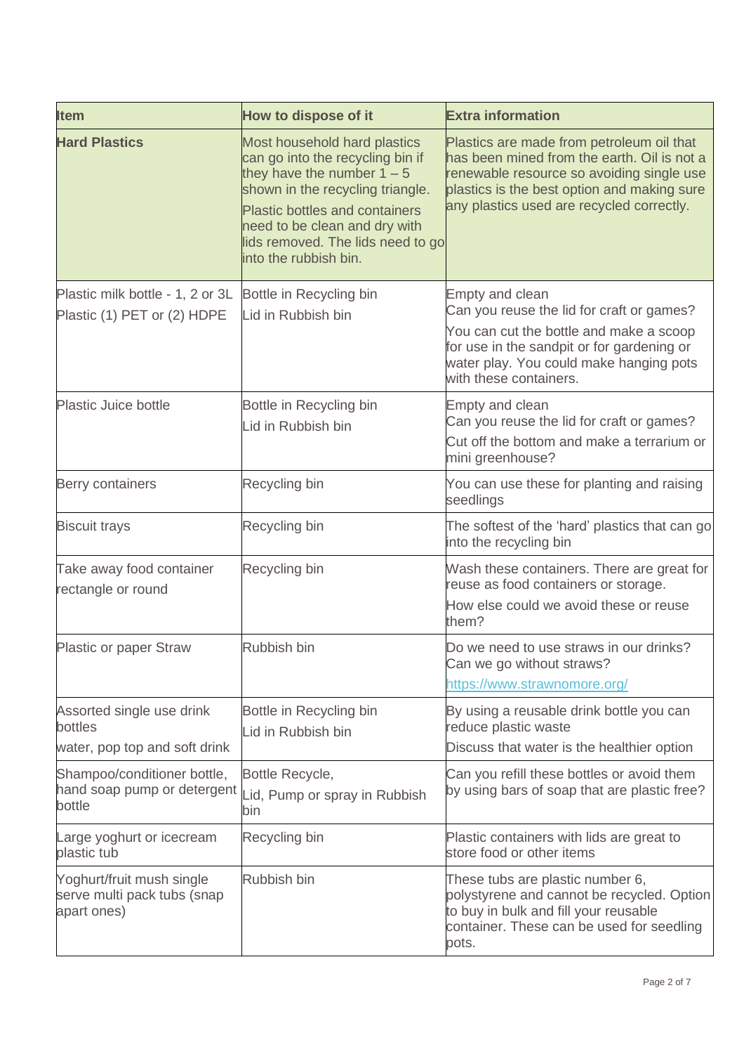| Item | How to dispose of it | Extra information |
|---|---|---|
| **Hard Plastics** | Most household hard plastics can go into the recycling bin if they have the number 1 – 5 shown in the recycling triangle.<br>Plastic bottles and containers need to be clean and dry with lids removed. The lids need to go into the rubbish bin. | Plastics are made from petroleum oil that has been mined from the earth. Oil is not a renewable resource so avoiding single use plastics is the best option and making sure any plastics used are recycled correctly. |
| Plastic milk bottle - 1, 2 or 3L<br>Plastic (1) PET or (2) HDPE | Bottle in Recycling bin<br>Lid in Rubbish bin | Empty and clean<br>Can you reuse the lid for craft or games?<br>You can cut the bottle and make a scoop for use in the sandpit or for gardening or water play. You could make hanging pots with these containers. |
| Plastic Juice bottle | Bottle in Recycling bin<br>Lid in Rubbish bin | Empty and clean<br>Can you reuse the lid for craft or games?<br>Cut off the bottom and make a terrarium or mini greenhouse? |
| Berry containers | Recycling bin | You can use these for planting and raising seedlings |
| Biscuit trays | Recycling bin | The softest of the 'hard' plastics that can go into the recycling bin |
| Take away food container rectangle or round | Recycling bin | Wash these containers. There are great for reuse as food containers or storage.<br>How else could we avoid these or reuse them? |
| Plastic or paper Straw | Rubbish bin | Do we need to use straws in our drinks? Can we go without straws?<br>https://www.strawnomore.org/ |
| Assorted single use drink bottles<br>water, pop top and soft drink | Bottle in Recycling bin<br>Lid in Rubbish bin | By using a reusable drink bottle you can reduce plastic waste<br>Discuss that water is the healthier option |
| Shampoo/conditioner bottle, hand soap pump or detergent bottle | Bottle Recycle,<br>Lid, Pump or spray in Rubbish bin | Can you refill these bottles or avoid them by using bars of soap that are plastic free? |
| Large yoghurt or icecream plastic tub | Recycling bin | Plastic containers with lids are great to store food or other items |
| Yoghurt/fruit mush single serve multi pack tubs (snap apart ones) | Rubbish bin | These tubs are plastic number 6, polystyrene and cannot be recycled. Option to buy in bulk and fill your reusable container. These can be used for seedling pots. |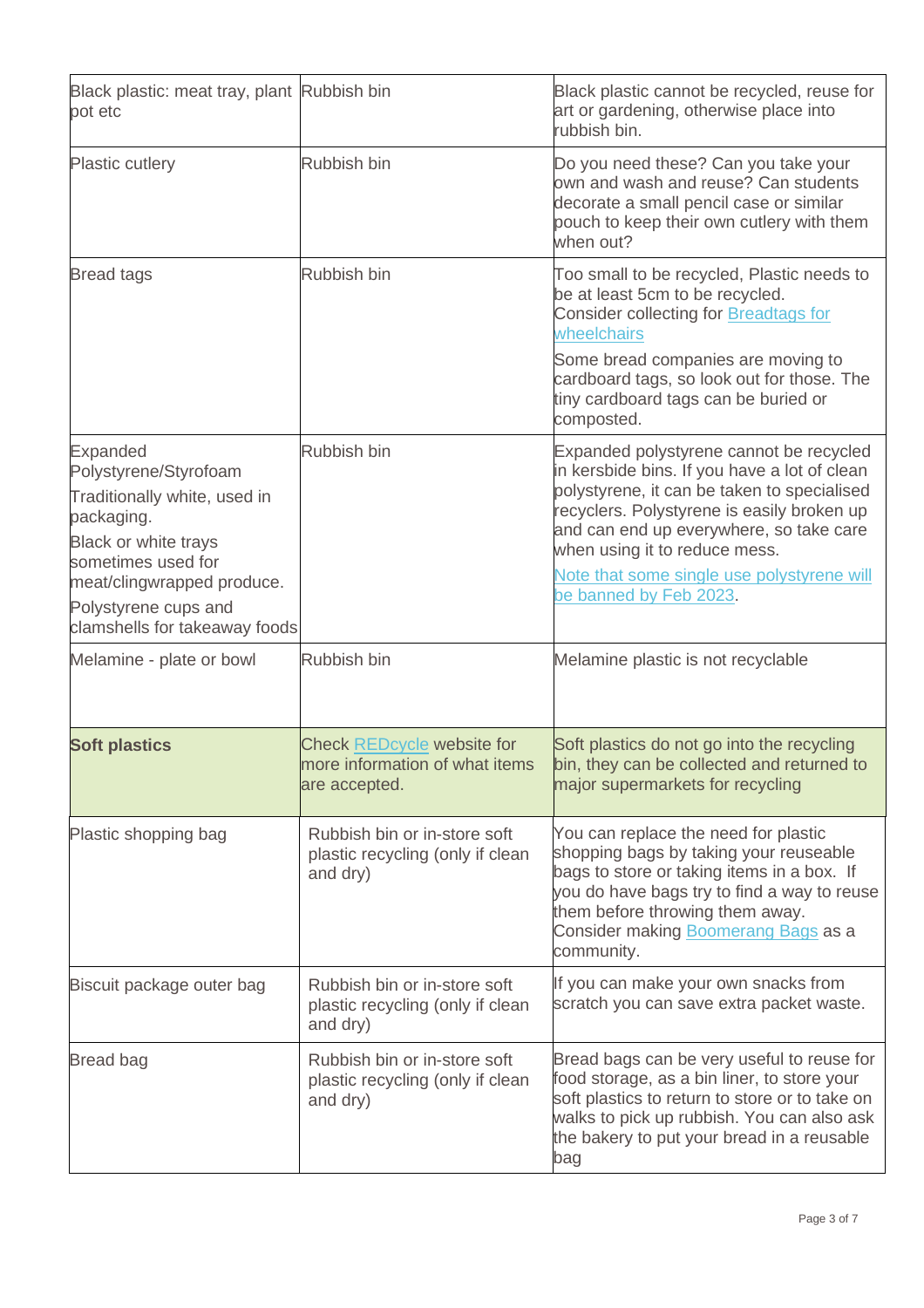| | | |
|---|---|---|
| Black plastic: meat tray, plant pot etc | Rubbish bin | Black plastic cannot be recycled, reuse for art or gardening, otherwise place into rubbish bin. |
| Plastic cutlery | Rubbish bin | Do you need these? Can you take your own and wash and reuse? Can students decorate a small pencil case or similar pouch to keep their own cutlery with them when out? |
| Bread tags | Rubbish bin | Too small to be recycled, Plastic needs to be at least 5cm to be recycled. Consider collecting for Breadtags for wheelchairs<br><br>Some bread companies are moving to cardboard tags, so look out for those. The tiny cardboard tags can be buried or composted. |
| Expanded Polystyrene/Styrofoam<br><br>Traditionally white, used in packaging.<br><br>Black or white trays sometimes used for meat/clingwrapped produce.<br><br>Polystyrene cups and clamshells for takeaway foods | Rubbish bin | Expanded polystyrene cannot be recycled in kersbide bins. If you have a lot of clean polystyrene, it can be taken to specialised recyclers. Polystyrene is easily broken up and can end up everywhere, so take care when using it to reduce mess.<br><br>Note that some single use polystyrene will be banned by Feb 2023. |
| Melamine - plate or bowl | Rubbish bin | Melamine plastic is not recyclable |
| **Soft plastics** | Check REDcycle website for more information of what items are accepted. | Soft plastics do not go into the recycling bin, they can be collected and returned to major supermarkets for recycling |
| Plastic shopping bag | Rubbish bin or in-store soft plastic recycling (only if clean and dry) | You can replace the need for plastic shopping bags by taking your reuseable bags to store or taking items in a box. If you do have bags try to find a way to reuse them before throwing them away. Consider making Boomerang Bags as a community. |
| Biscuit package outer bag | Rubbish bin or in-store soft plastic recycling (only if clean and dry) | If you can make your own snacks from scratch you can save extra packet waste. |
| Bread bag | Rubbish bin or in-store soft plastic recycling (only if clean and dry) | Bread bags can be very useful to reuse for food storage, as a bin liner, to store your soft plastics to return to store or to take on walks to pick up rubbish. You can also ask the bakery to put your bread in a reusable bag |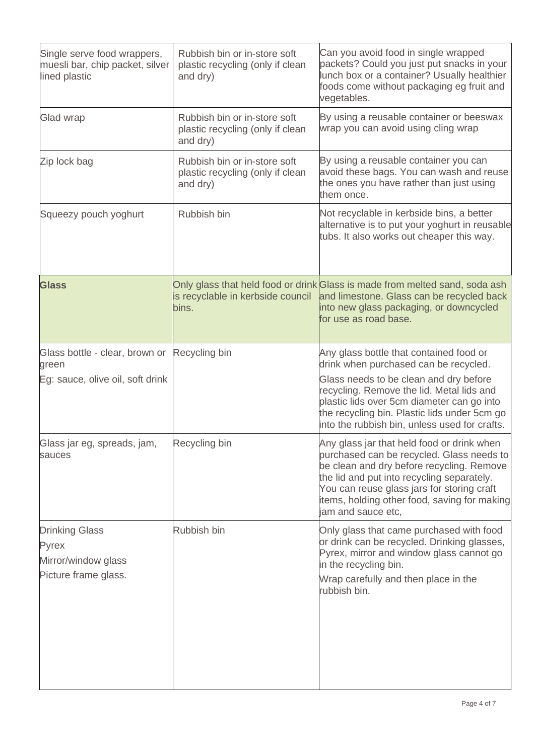| | | |
|---|---|---|
| Single serve food wrappers, muesli bar, chip packet, silver lined plastic | Rubbish bin or in-store soft plastic recycling (only if clean and dry) | Can you avoid food in single wrapped packets? Could you just put snacks in your lunch box or a container? Usually healthier foods come without packaging eg fruit and vegetables. |
| Glad wrap | Rubbish bin or in-store soft plastic recycling (only if clean and dry) | By using a reusable container or beeswax wrap you can avoid using cling wrap |
| Zip lock bag | Rubbish bin or in-store soft plastic recycling (only if clean and dry) | By using a reusable container you can avoid these bags. You can wash and reuse the ones you have rather than just using them once. |
| Squeezy pouch yoghurt | Rubbish bin | Not recyclable in kerbside bins, a better alternative is to put your yoghurt in reusable tubs. It also works out cheaper this way. |
| **Glass** | Only glass that held food or drink is recyclable in kerbside council bins. | Glass is made from melted sand, soda ash and limestone. Glass can be recycled back into new glass packaging, or downcycled for use as road base. |
| Glass bottle - clear, brown or green<br>Eg: sauce, olive oil, soft drink | Recycling bin | Any glass bottle that contained food or drink when purchased can be recycled.<br>Glass needs to be clean and dry before recycling. Remove the lid. Metal lids and plastic lids over 5cm diameter can go into the recycling bin. Plastic lids under 5cm go into the rubbish bin, unless used for crafts. |
| Glass jar eg, spreads, jam, sauces | Recycling bin | Any glass jar that held food or drink when purchased can be recycled. Glass needs to be clean and dry before recycling. Remove the lid and put into recycling separately. You can reuse glass jars for storing craft items, holding other food, saving for making jam and sauce etc, |
| Drinking Glass<br>Pyrex<br>Mirror/window glass<br>Picture frame glass. | Rubbish bin | Only glass that came purchased with food or drink can be recycled. Drinking glasses, Pyrex, mirror and window glass cannot go in the recycling bin.<br>Wrap carefully and then place in the rubbish bin. |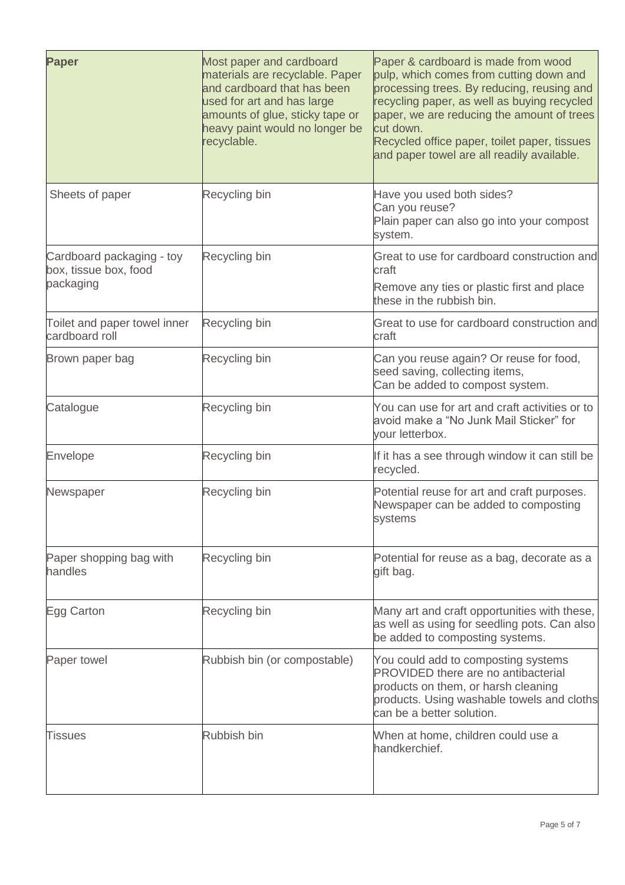| **Paper** | Most paper and cardboard materials are recyclable. Paper and cardboard that has been used for art and has large amounts of glue, sticky tape or heavy paint would no longer be recyclable. | Paper & cardboard is made from wood pulp, which comes from cutting down and processing trees. By reducing, reusing and recycling paper, as well as buying recycled paper, we are reducing the amount of trees cut down.<br>Recycled office paper, toilet paper, tissues and paper towel are all readily available. |
|---|---|---|
| Sheets of paper | Recycling bin | Have you used both sides?<br>Can you reuse?<br>Plain paper can also go into your compost system. |
| Cardboard packaging - toy box, tissue box, food packaging | Recycling bin | Great to use for cardboard construction and craft<br>Remove any ties or plastic first and place these in the rubbish bin. |
| Toilet and paper towel inner cardboard roll | Recycling bin | Great to use for cardboard construction and craft |
| Brown paper bag | Recycling bin | Can you reuse again? Or reuse for food, seed saving, collecting items,<br>Can be added to compost system. |
| Catalogue | Recycling bin | You can use for art and craft activities or to avoid make a "No Junk Mail Sticker" for your letterbox. |
| Envelope | Recycling bin | If it has a see through window it can still be recycled. |
| Newspaper | Recycling bin | Potential reuse for art and craft purposes. Newspaper can be added to composting systems |
| Paper shopping bag with handles | Recycling bin | Potential for reuse as a bag, decorate as a gift bag. |
| Egg Carton | Recycling bin | Many art and craft opportunities with these, as well as using for seedling pots. Can also be added to composting systems. |
| Paper towel | Rubbish bin (or compostable) | You could add to composting systems PROVIDED there are no antibacterial products on them, or harsh cleaning products. Using washable towels and cloths can be a better solution. |
| Tissues | Rubbish bin | When at home, children could use a handkerchief. |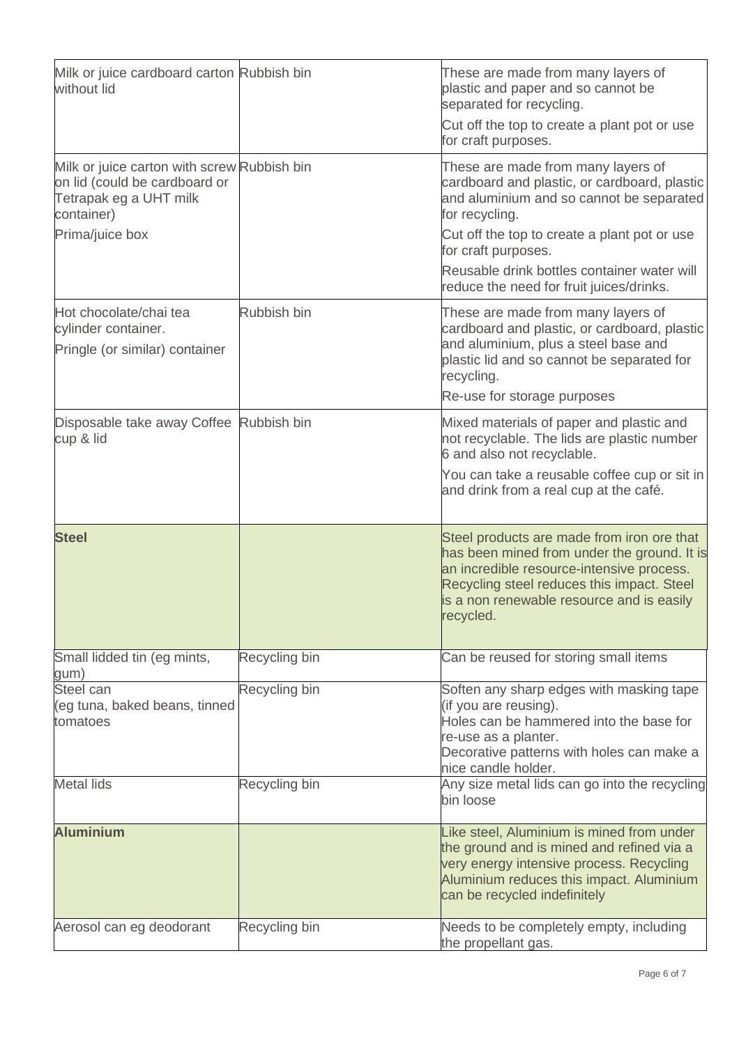| | | |
|---|---|---|
| Milk or juice cardboard carton without lid | Rubbish bin | These are made from many layers of plastic and paper and so cannot be separated for recycling.<br><br>Cut off the top to create a plant pot or use for craft purposes. |
| Milk or juice carton with screw on lid (could be cardboard or Tetrapak eg a UHT milk container)<br><br>Prima/juice box | Rubbish bin | These are made from many layers of cardboard and plastic, or cardboard, plastic and aluminium and so cannot be separated for recycling.<br><br>Cut off the top to create a plant pot or use for craft purposes.<br><br>Reusable drink bottles container water will reduce the need for fruit juices/drinks. |
| Hot chocolate/chai tea cylinder container.<br><br>Pringle (or similar) container | Rubbish bin | These are made from many layers of cardboard and plastic, or cardboard, plastic and aluminium, plus a steel base and plastic lid and so cannot be separated for recycling.<br><br>Re-use for storage purposes |
| Disposable take away Coffee cup & lid | Rubbish bin | Mixed materials of paper and plastic and not recyclable. The lids are plastic number 6 and also not recyclable.<br><br>You can take a reusable coffee cup or sit in and drink from a real cup at the café. |
| **Steel** | | Steel products are made from iron ore that has been mined from under the ground. It is an incredible resource-intensive process. Recycling steel reduces this impact. Steel is a non renewable resource and is easily recycled. |
| Small lidded tin (eg mints, gum) | Recycling bin | Can be reused for storing small items |
| Steel can (eg tuna, baked beans, tinned tomatoes | Recycling bin | Soften any sharp edges with masking tape (if you are reusing).<br>Holes can be hammered into the base for re-use as a planter.<br>Decorative patterns with holes can make a nice candle holder. |
| Metal lids | Recycling bin | Any size metal lids can go into the recycling bin loose |
| **Aluminium** | | Like steel, Aluminium is mined from under the ground and is mined and refined via a very energy intensive process. Recycling Aluminium reduces this impact. Aluminium can be recycled indefinitely |
| Aerosol can eg deodorant | Recycling bin | Needs to be completely empty, including the propellant gas. |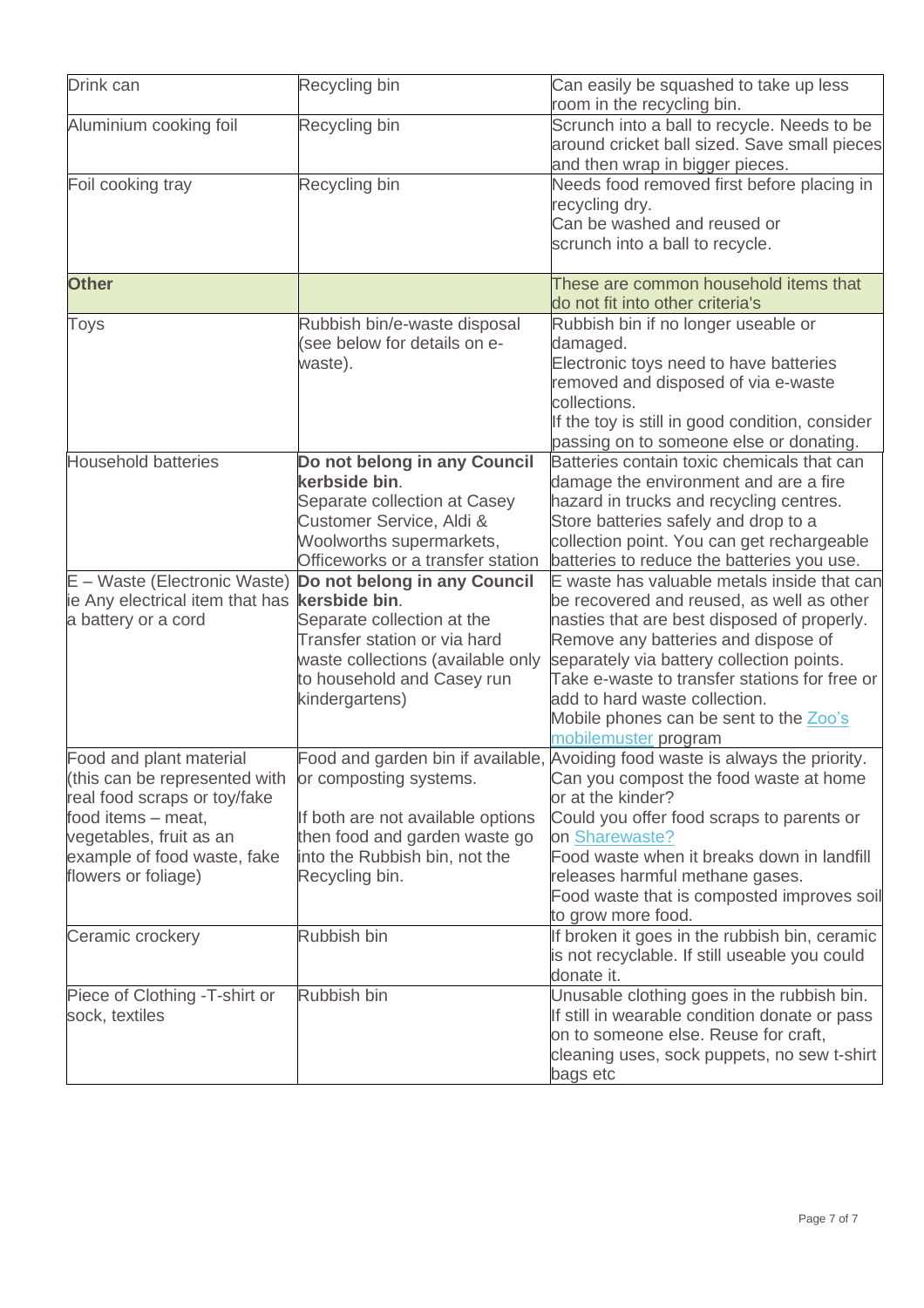| | | |
|---|---|---|
| Drink can | Recycling bin | Can easily be squashed to take up less room in the recycling bin. |
| Aluminium cooking foil | Recycling bin | Scrunch into a ball to recycle. Needs to be around cricket ball sized. Save small pieces and then wrap in bigger pieces. |
| Foil cooking tray | Recycling bin | Needs food removed first before placing in recycling dry.<br>Can be washed and reused or scrunch into a ball to recycle. |
| **Other** | | These are common household items that do not fit into other criteria's |
| Toys | Rubbish bin/e-waste disposal (see below for details on e-waste). | Rubbish bin if no longer useable or damaged.<br>Electronic toys need to have batteries removed and disposed of via e-waste collections.<br>If the toy is still in good condition, consider passing on to someone else or donating. |
| Household batteries | **Do not belong in any Council kerbside bin**.<br>Separate collection at Casey Customer Service, Aldi & Woolworths supermarkets, Officeworks or a transfer station | Batteries contain toxic chemicals that can damage the environment and are a fire hazard in trucks and recycling centres. Store batteries safely and drop to a collection point. You can get rechargeable batteries to reduce the batteries you use. |
| E – Waste (Electronic Waste) ie Any electrical item that has a battery or a cord | **Do not belong in any Council kerbside bin**.<br>Separate collection at the Transfer station or via hard waste collections (available only to household and Casey run kindergartens) | E waste has valuable metals inside that can be recovered and reused, as well as other nasties that are best disposed of properly. Remove any batteries and dispose of separately via battery collection points. Take e-waste to transfer stations for free or add to hard waste collection.<br>Mobile phones can be sent to the Zoo's mobilemuster program |
| Food and plant material (this can be represented with real food scraps or toy/fake food items – meat, vegetables, fruit as an example of food waste, fake flowers or foliage) | Food and garden bin if available, or composting systems.<br><br>If both are not available options then food and garden waste go into the Rubbish bin, not the Recycling bin. | Avoiding food waste is always the priority. Can you compost the food waste at home or at the kinder?<br>Could you offer food scraps to parents or on Sharewaste?<br>Food waste when it breaks down in landfill releases harmful methane gases.<br>Food waste that is composted improves soil to grow more food. |
| Ceramic crockery | Rubbish bin | If broken it goes in the rubbish bin, ceramic is not recyclable. If still useable you could donate it. |
| Piece of Clothing -T-shirt or sock, textiles | Rubbish bin | Unusable clothing goes in the rubbish bin. If still in wearable condition donate or pass on to someone else. Reuse for craft, cleaning uses, sock puppets, no sew t-shirt bags etc |